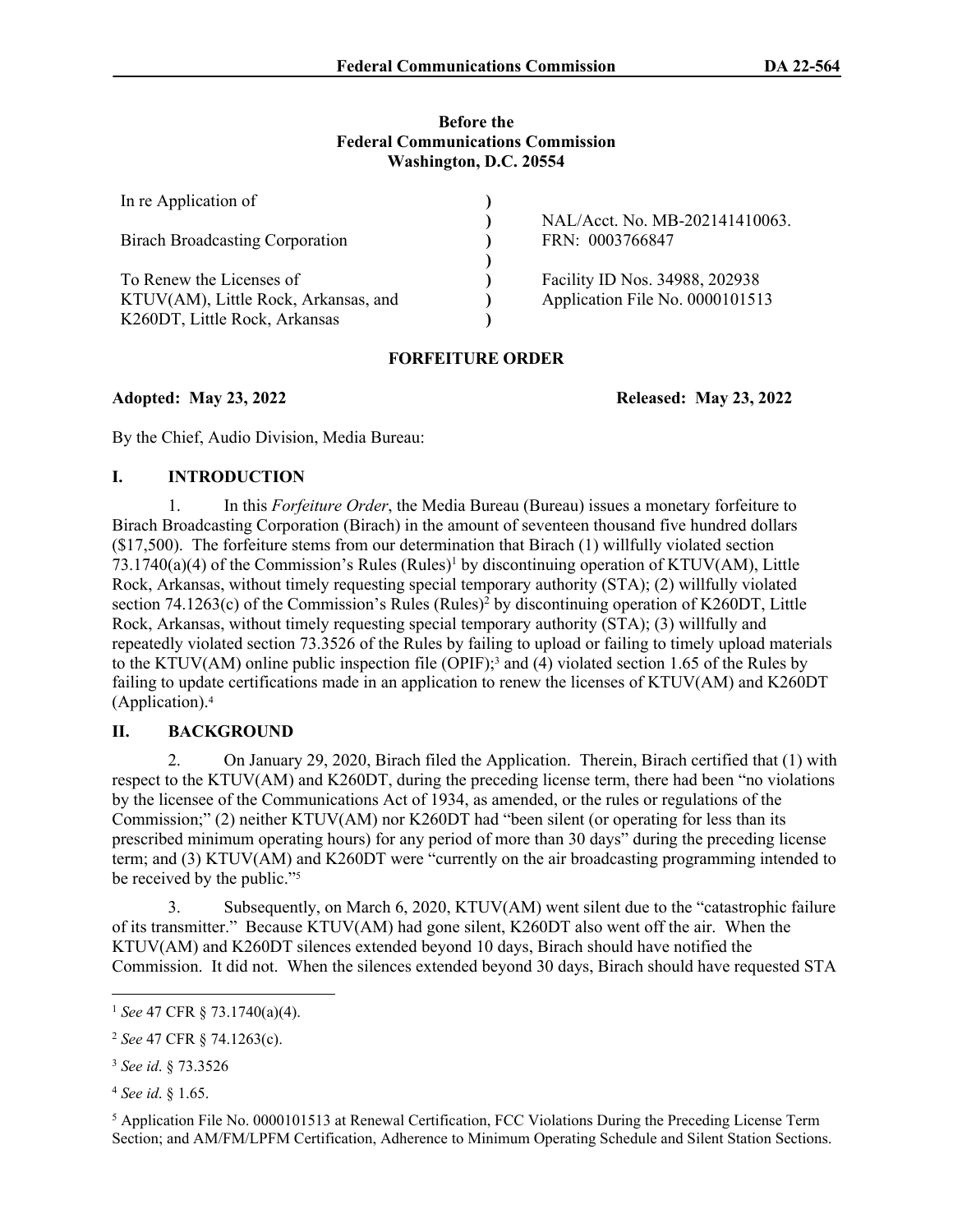**Before the**
**Federal Communications Commission**
**Washington, D.C. 20554**

| | | |
|---|---|---|
| In re Application of | ) | |
| | ) | NAL/Acct. No. MB-202141410063. |
| Birach Broadcasting Corporation | ) | FRN: 0003766847 |
| | ) | |
| To Renew the Licenses of | ) | Facility ID Nos. 34988, 202938 |
| KTUV(AM), Little Rock, Arkansas, and | ) | Application File No. 0000101513 |
| K260DT, Little Rock, Arkansas | ) | |

**FORFEITURE ORDER**

**Adopted: May 23, 2022** **Released: May 23, 2022**

By the Chief, Audio Division, Media Bureau:

## I. INTRODUCTION

1. In this *Forfeiture Order*, the Media Bureau (Bureau) issues a monetary forfeiture to Birach Broadcasting Corporation (Birach) in the amount of seventeen thousand five hundred dollars ($17,500). The forfeiture stems from our determination that Birach (1) willfully violated section 73.1740(a)(4) of the Commission's Rules (Rules)[1] by discontinuing operation of KTUV(AM), Little Rock, Arkansas, without timely requesting special temporary authority (STA); (2) willfully violated section 74.1263(c) of the Commission's Rules (Rules)[2] by discontinuing operation of K260DT, Little Rock, Arkansas, without timely requesting special temporary authority (STA); (3) willfully and repeatedly violated section 73.3526 of the Rules by failing to upload or failing to timely upload materials to the KTUV(AM) online public inspection file (OPIF);[3] and (4) violated section 1.65 of the Rules by failing to update certifications made in an application to renew the licenses of KTUV(AM) and K260DT (Application).[4]

## II. BACKGROUND

2. On January 29, 2020, Birach filed the Application. Therein, Birach certified that (1) with respect to the KTUV(AM) and K260DT, during the preceding license term, there had been "no violations by the licensee of the Communications Act of 1934, as amended, or the rules or regulations of the Commission;" (2) neither KTUV(AM) nor K260DT had "been silent (or operating for less than its prescribed minimum operating hours) for any period of more than 30 days" during the preceding license term; and (3) KTUV(AM) and K260DT were "currently on the air broadcasting programming intended to be received by the public."[5]

3. Subsequently, on March 6, 2020, KTUV(AM) went silent due to the "catastrophic failure of its transmitter." Because KTUV(AM) had gone silent, K260DT also went off the air. When the KTUV(AM) and K260DT silences extended beyond 10 days, Birach should have notified the Commission. It did not. When the silences extended beyond 30 days, Birach should have requested STA

---

[1] *See* 47 CFR § 73.1740(a)(4).

[2] *See* 47 CFR § 74.1263(c).

[3] *See id*. § 73.3526

[4] *See id*. § 1.65.

[5] Application File No. 0000101513 at Renewal Certification, FCC Violations During the Preceding License Term Section; and AM/FM/LPFM Certification, Adherence to Minimum Operating Schedule and Silent Station Sections.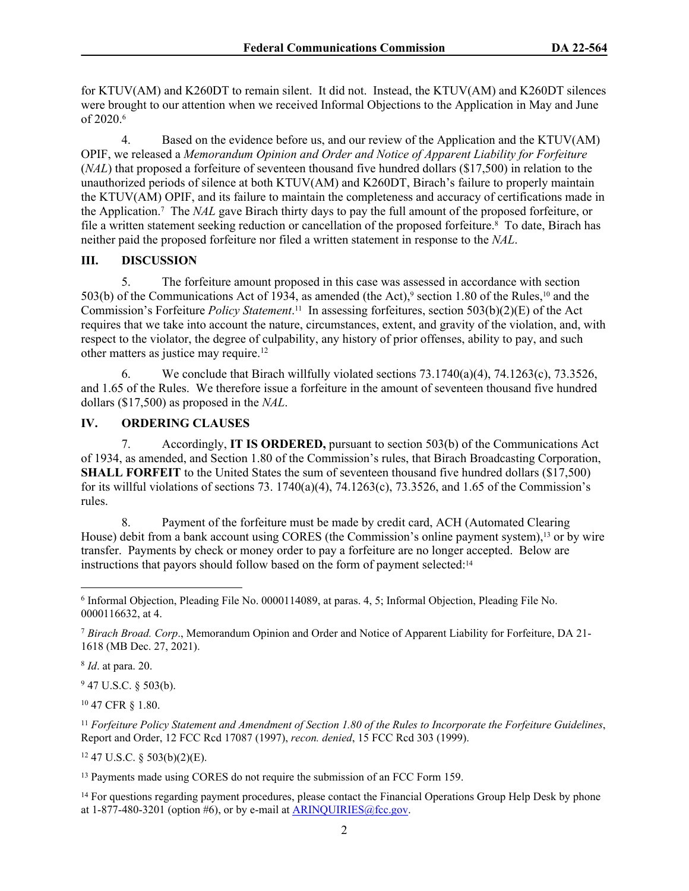for KTUV(AM) and K260DT to remain silent. It did not. Instead, the KTUV(AM) and K260DT silences were brought to our attention when we received Informal Objections to the Application in May and June of 2020.[6]

4. Based on the evidence before us, and our review of the Application and the KTUV(AM) OPIF, we released a *Memorandum Opinion and Order and Notice of Apparent Liability for Forfeiture* (*NAL*) that proposed a forfeiture of seventeen thousand five hundred dollars ($17,500) in relation to the unauthorized periods of silence at both KTUV(AM) and K260DT, Birach's failure to properly maintain the KTUV(AM) OPIF, and its failure to maintain the completeness and accuracy of certifications made in the Application.[7] The *NAL* gave Birach thirty days to pay the full amount of the proposed forfeiture, or file a written statement seeking reduction or cancellation of the proposed forfeiture.[8] To date, Birach has neither paid the proposed forfeiture nor filed a written statement in response to the *NAL*.

## III. DISCUSSION

5. The forfeiture amount proposed in this case was assessed in accordance with section 503(b) of the Communications Act of 1934, as amended (the Act),[9] section 1.80 of the Rules,[10] and the Commission's Forfeiture *Policy Statement*.[11] In assessing forfeitures, section 503(b)(2)(E) of the Act requires that we take into account the nature, circumstances, extent, and gravity of the violation, and, with respect to the violator, the degree of culpability, any history of prior offenses, ability to pay, and such other matters as justice may require.[12]

6. We conclude that Birach willfully violated sections 73.1740(a)(4), 74.1263(c), 73.3526, and 1.65 of the Rules. We therefore issue a forfeiture in the amount of seventeen thousand five hundred dollars ($17,500) as proposed in the *NAL*.

## IV. ORDERING CLAUSES

7. Accordingly, **IT IS ORDERED,** pursuant to section 503(b) of the Communications Act of 1934, as amended, and Section 1.80 of the Commission's rules, that Birach Broadcasting Corporation, **SHALL FORFEIT** to the United States the sum of seventeen thousand five hundred dollars ($17,500) for its willful violations of sections 73. 1740(a)(4), 74.1263(c), 73.3526, and 1.65 of the Commission's rules.

8. Payment of the forfeiture must be made by credit card, ACH (Automated Clearing House) debit from a bank account using CORES (the Commission's online payment system),[13] or by wire transfer. Payments by check or money order to pay a forfeiture are no longer accepted. Below are instructions that payors should follow based on the form of payment selected:[14]

---

[6] Informal Objection, Pleading File No. 0000114089, at paras. 4, 5; Informal Objection, Pleading File No. 0000116632, at 4.

[7] *Birach Broad. Corp*., Memorandum Opinion and Order and Notice of Apparent Liability for Forfeiture, DA 21-1618 (MB Dec. 27, 2021).

[8] *Id*. at para. 20.

[9] 47 U.S.C. § 503(b).

[10] 47 CFR § 1.80.

[11] *Forfeiture Policy Statement and Amendment of Section 1.80 of the Rules to Incorporate the Forfeiture Guidelines*, Report and Order, 12 FCC Rcd 17087 (1997), *recon. denied*, 15 FCC Rcd 303 (1999).

[12] 47 U.S.C. § 503(b)(2)(E).

[13] Payments made using CORES do not require the submission of an FCC Form 159.

[14] For questions regarding payment procedures, please contact the Financial Operations Group Help Desk by phone at 1-877-480-3201 (option #6), or by e-mail at ARINQUIRIES@fcc.gov.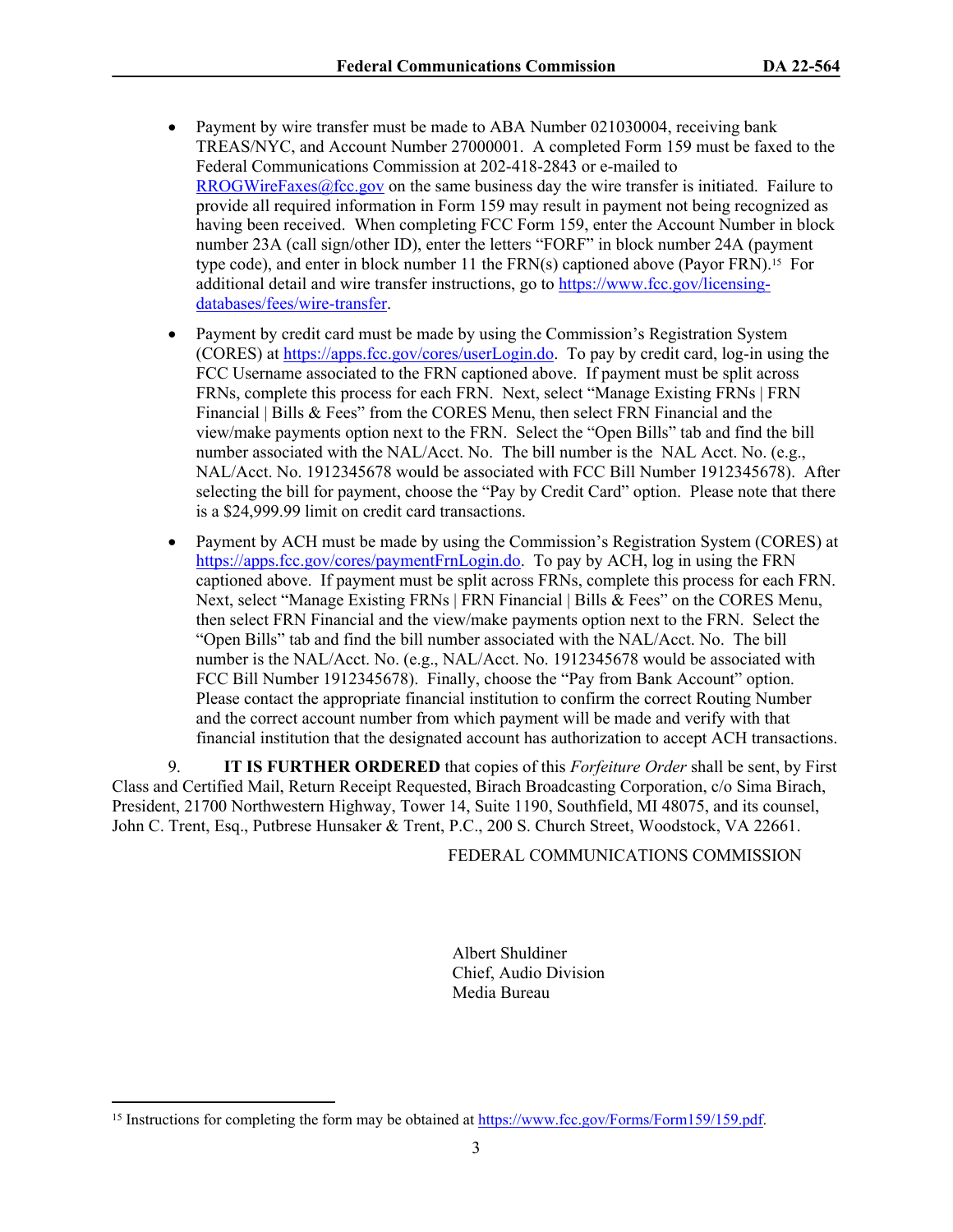- Payment by wire transfer must be made to ABA Number 021030004, receiving bank TREAS/NYC, and Account Number 27000001. A completed Form 159 must be faxed to the Federal Communications Commission at 202-418-2843 or e-mailed to RROGWireFaxes@fcc.gov on the same business day the wire transfer is initiated. Failure to provide all required information in Form 159 may result in payment not being recognized as having been received. When completing FCC Form 159, enter the Account Number in block number 23A (call sign/other ID), enter the letters "FORF" in block number 24A (payment type code), and enter in block number 11 the FRN(s) captioned above (Payor FRN).[15] For additional detail and wire transfer instructions, go to https://www.fcc.gov/licensing-databases/fees/wire-transfer.
- Payment by credit card must be made by using the Commission's Registration System (CORES) at https://apps.fcc.gov/cores/userLogin.do. To pay by credit card, log-in using the FCC Username associated to the FRN captioned above. If payment must be split across FRNs, complete this process for each FRN. Next, select "Manage Existing FRNs | FRN Financial | Bills & Fees" from the CORES Menu, then select FRN Financial and the view/make payments option next to the FRN. Select the "Open Bills" tab and find the bill number associated with the NAL/Acct. No. The bill number is the NAL Acct. No. (e.g., NAL/Acct. No. 1912345678 would be associated with FCC Bill Number 1912345678). After selecting the bill for payment, choose the "Pay by Credit Card" option. Please note that there is a $24,999.99 limit on credit card transactions.
- Payment by ACH must be made by using the Commission's Registration System (CORES) at https://apps.fcc.gov/cores/paymentFrnLogin.do. To pay by ACH, log in using the FRN captioned above. If payment must be split across FRNs, complete this process for each FRN. Next, select "Manage Existing FRNs | FRN Financial | Bills & Fees" on the CORES Menu, then select FRN Financial and the view/make payments option next to the FRN. Select the "Open Bills" tab and find the bill number associated with the NAL/Acct. No. The bill number is the NAL/Acct. No. (e.g., NAL/Acct. No. 1912345678 would be associated with FCC Bill Number 1912345678). Finally, choose the "Pay from Bank Account" option. Please contact the appropriate financial institution to confirm the correct Routing Number and the correct account number from which payment will be made and verify with that financial institution that the designated account has authorization to accept ACH transactions.

9. **IT IS FURTHER ORDERED** that copies of this *Forfeiture Order* shall be sent, by First Class and Certified Mail, Return Receipt Requested, Birach Broadcasting Corporation, c/o Sima Birach, President, 21700 Northwestern Highway, Tower 14, Suite 1190, Southfield, MI 48075, and its counsel, John C. Trent, Esq., Putbrese Hunsaker & Trent, P.C., 200 S. Church Street, Woodstock, VA 22661.

FEDERAL COMMUNICATIONS COMMISSION

Albert Shuldiner
Chief, Audio Division
Media Bureau

[15] Instructions for completing the form may be obtained at https://www.fcc.gov/Forms/Form159/159.pdf.